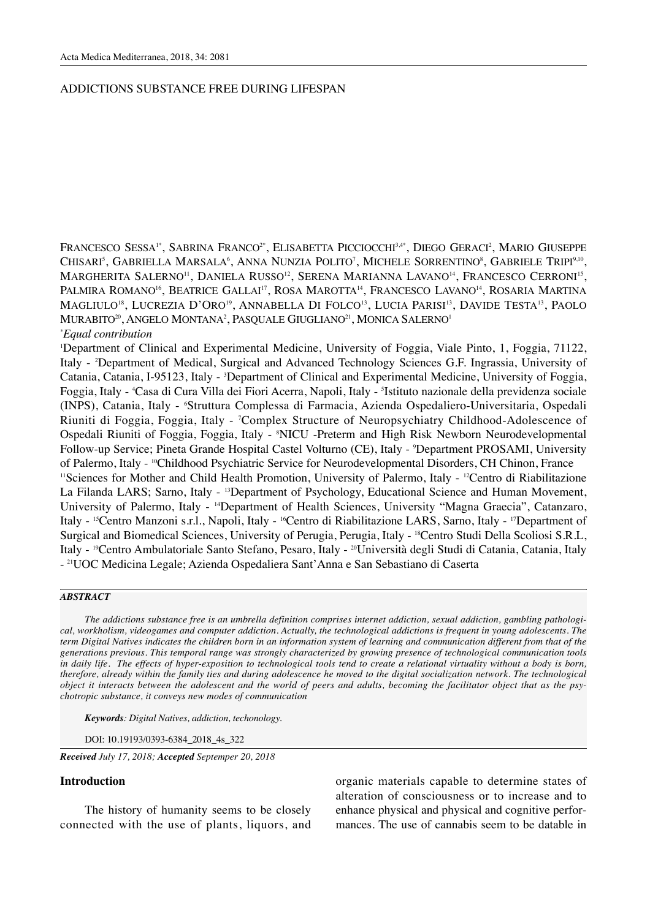# ADDICTIONS SUBSTANCE FREE DURING LIFESPAN

Francesco Sessa[1*], Sabrina Franco[2*], Elisabetta Picciocchi[3,4*], Diego Geraci[2], Mario Giuseppe Chisari[5], Gabriella Marsala[6], Anna Nunzia Polito[7], Michele Sorrentino[8], Gabriele Tripi[9,10], Margherita Salerno[11], Daniela Russo[12], Serena Marianna Lavano[14], Francesco Cerroni[15], Palmira Romano[16], Beatrice Gallai[17], Rosa Marotta[14], Francesco Lavano[14], Rosaria Martina Magliulo[18], Lucrezia D'Oro[19], Annabella Di Folco[13], Lucia Parisi[13], Davide Testa[13], Paolo Murabito[20], Angelo Montana[2], Pasquale Giugliano[21], Monica Salerno[1]

*\*Equal contribution*

[1]Department of Clinical and Experimental Medicine, University of Foggia, Viale Pinto, 1, Foggia, 71122, Italy - [2]Department of Medical, Surgical and Advanced Technology Sciences G.F. Ingrassia, University of Catania, Catania, I-95123, Italy - [3]Department of Clinical and Experimental Medicine, University of Foggia, Foggia, Italy - [4]Casa di Cura Villa dei Fiori Acerra, Napoli, Italy - [5]Istituto nazionale della previdenza sociale (INPS), Catania, Italy - [6]Struttura Complessa di Farmacia, Azienda Ospedaliero-Universitaria, Ospedali Riuniti di Foggia, Foggia, Italy - [7]Complex Structure of Neuropsychiatry Childhood-Adolescence of Ospedali Riuniti of Foggia, Foggia, Italy - [8]NICU -Preterm and High Risk Newborn Neurodevelopmental Follow-up Service; Pineta Grande Hospital Castel Volturno (CE), Italy - [9]Department PROSAMI, University of Palermo, Italy - [10]Childhood Psychiatric Service for Neurodevelopmental Disorders, CH Chinon, France [11]Sciences for Mother and Child Health Promotion, University of Palermo, Italy - [12]Centro di Riabilitazione La Filanda LARS; Sarno, Italy - [13]Department of Psychology, Educational Science and Human Movement, University of Palermo, Italy - [14]Department of Health Sciences, University "Magna Graecia", Catanzaro, Italy - [15]Centro Manzoni s.r.l., Napoli, Italy - [16]Centro di Riabilitazione LARS, Sarno, Italy - [17]Department of Surgical and Biomedical Sciences, University of Perugia, Perugia, Italy - [18]Centro Studi Della Scoliosi S.R.L, Italy - [19]Centro Ambulatoriale Santo Stefano, Pesaro, Italy - [20]Università degli Studi di Catania, Catania, Italy - [21]UOC Medicina Legale; Azienda Ospedaliera Sant'Anna e San Sebastiano di Caserta

***ABSTRACT***

*The addictions substance free is an umbrella definition comprises internet addiction, sexual addiction, gambling pathological, workholism, videogames and computer addiction. Actually, the technological addictions is frequent in young adolescents. The term Digital Natives indicates the children born in an information system of learning and communication different from that of the generations previous. This temporal range was strongly characterized by growing presence of technological communication tools in daily life. The effects of hyper-exposition to technological tools tend to create a relational virtuality without a body is born, therefore, already within the family ties and during adolescence he moved to the digital socialization network. The technological object it interacts between the adolescent and the world of peers and adults, becoming the facilitator object that as the psychotropic substance, it conveys new modes of communication*

***Keywords**: Digital Natives, addiction, techonology.*

DOI: 10.19193/0393-6384_2018_4s_322

***Received** July 17, 2018; **Accepted** Septemper 20, 2018*

## Introduction

The history of humanity seems to be closely connected with the use of plants, liquors, and organic materials capable to determine states of alteration of consciousness or to increase and to enhance physical and physical and cognitive performances. The use of cannabis seem to be datable in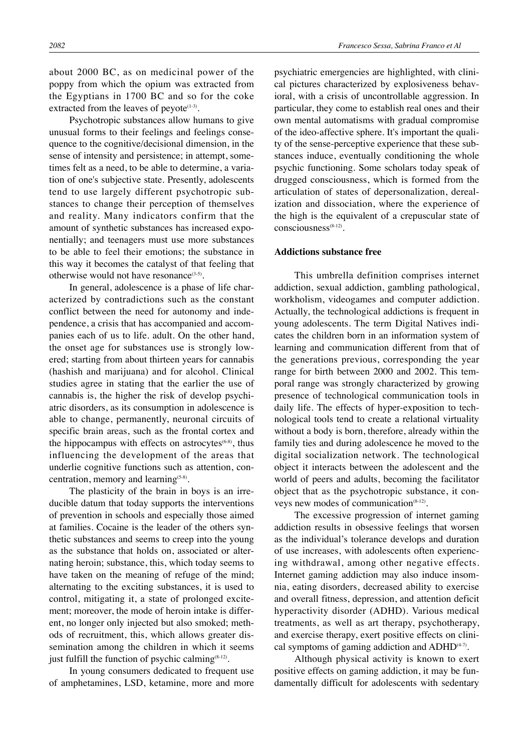about 2000 BC, as on medicinal power of the poppy from which the opium was extracted from the Egyptians in 1700 BC and so for the coke extracted from the leaves of peyote[1-3].

Psychotropic substances allow humans to give unusual forms to their feelings and feelings consequence to the cognitive/decisional dimension, in the sense of intensity and persistence; in attempt, sometimes felt as a need, to be able to determine, a variation of one's subjective state. Presently, adolescents tend to use largely different psychotropic substances to change their perception of themselves and reality. Many indicators confirm that the amount of synthetic substances has increased exponentially; and teenagers must use more substances to be able to feel their emotions; the substance in this way it becomes the catalyst of that feeling that otherwise would not have resonance[3-5].

In general, adolescence is a phase of life characterized by contradictions such as the constant conflict between the need for autonomy and independence, a crisis that has accompanied and accompanies each of us to life. adult. On the other hand, the onset age for substances use is strongly lowered; starting from about thirteen years for cannabis (hashish and marijuana) and for alcohol. Clinical studies agree in stating that the earlier the use of cannabis is, the higher the risk of develop psychiatric disorders, as its consumption in adolescence is able to change, permanently, neuronal circuits of specific brain areas, such as the frontal cortex and the hippocampus with effects on astrocytes[6-8], thus influencing the development of the areas that underlie cognitive functions such as attention, concentration, memory and learning[5-8].

The plasticity of the brain in boys is an irreducible datum that today supports the interventions of prevention in schools and especially those aimed at families. Cocaine is the leader of the others synthetic substances and seems to creep into the young as the substance that holds on, associated or alternating heroin; substance, this, which today seems to have taken on the meaning of refuge of the mind; alternating to the exciting substances, it is used to control, mitigating it, a state of prolonged excitement; moreover, the mode of heroin intake is different, no longer only injected but also smoked; methods of recruitment, this, which allows greater dissemination among the children in which it seems just fulfill the function of psychic calming[8-12].

In young consumers dedicated to frequent use of amphetamines, LSD, ketamine, more and more psychiatric emergencies are highlighted, with clinical pictures characterized by explosiveness behavioral, with a crisis of uncontrollable aggression. In particular, they come to establish real ones and their own mental automatisms with gradual compromise of the ideo-affective sphere. It's important the quality of the sense-perceptive experience that these substances induce, eventually conditioning the whole psychic functioning. Some scholars today speak of drugged consciousness, which is formed from the articulation of states of depersonalization, derealization and dissociation, where the experience of the high is the equivalent of a crepuscular state of consciousness[8-12].

**Addictions substance free**

This umbrella definition comprises internet addiction, sexual addiction, gambling pathological, workholism, videogames and computer addiction. Actually, the technological addictions is frequent in young adolescents. The term Digital Natives indicates the children born in an information system of learning and communication different from that of the generations previous, corresponding the year range for birth between 2000 and 2002. This temporal range was strongly characterized by growing presence of technological communication tools in daily life. The effects of hyper-exposition to technological tools tend to create a relational virtuality without a body is born, therefore, already within the family ties and during adolescence he moved to the digital socialization network. The technological object it interacts between the adolescent and the world of peers and adults, becoming the facilitator object that as the psychotropic substance, it conveys new modes of communication[8-12].

The excessive progression of internet gaming addiction results in obsessive feelings that worsen as the individual's tolerance develops and duration of use increases, with adolescents often experiencing withdrawal, among other negative effects. Internet gaming addiction may also induce insomnia, eating disorders, decreased ability to exercise and overall fitness, depression, and attention deficit hyperactivity disorder (ADHD). Various medical treatments, as well as art therapy, psychotherapy, and exercise therapy, exert positive effects on clinical symptoms of gaming addiction and ADHD[4-7].

Although physical activity is known to exert positive effects on gaming addiction, it may be fundamentally difficult for adolescents with sedentary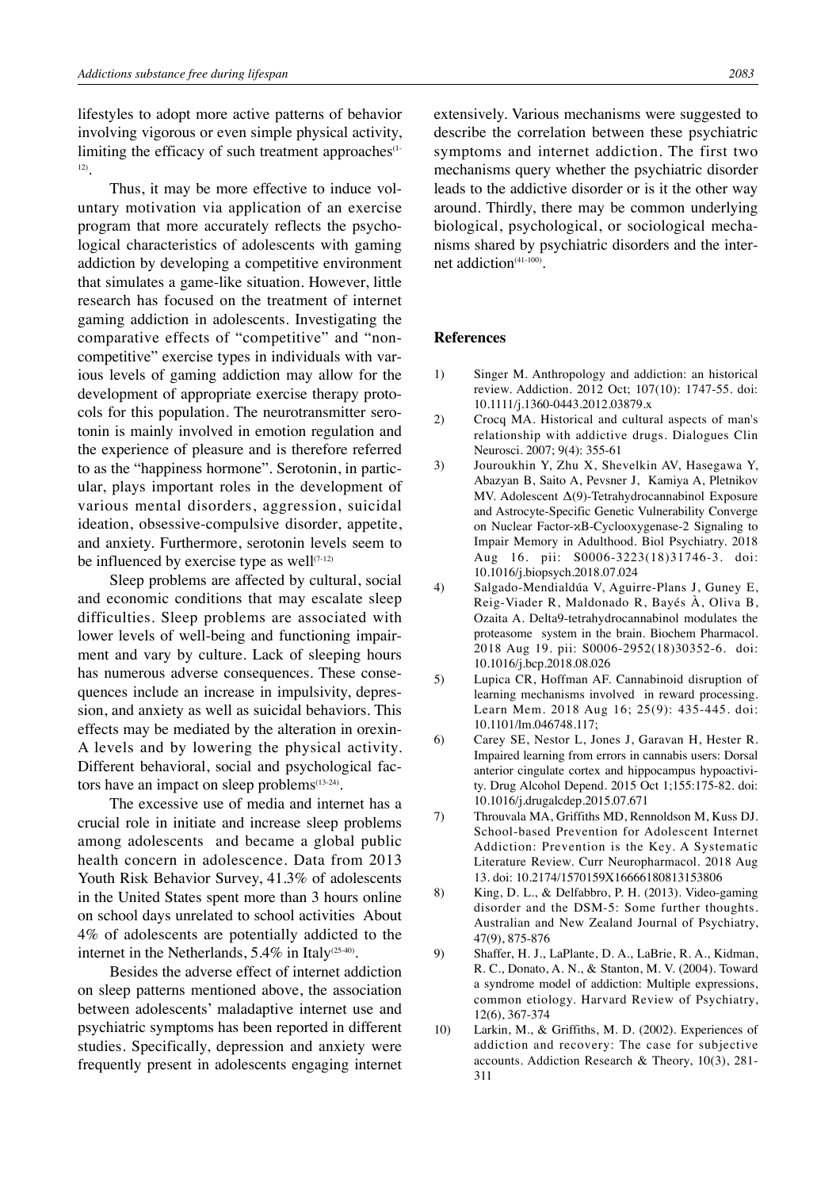lifestyles to adopt more active patterns of behavior involving vigorous or even simple physical activity, limiting the efficacy of such treatment approaches[1-12].

Thus, it may be more effective to induce voluntary motivation via application of an exercise program that more accurately reflects the psychological characteristics of adolescents with gaming addiction by developing a competitive environment that simulates a game-like situation. However, little research has focused on the treatment of internet gaming addiction in adolescents. Investigating the comparative effects of "competitive" and "noncompetitive" exercise types in individuals with various levels of gaming addiction may allow for the development of appropriate exercise therapy protocols for this population. The neurotransmitter serotonin is mainly involved in emotion regulation and the experience of pleasure and is therefore referred to as the "happiness hormone". Serotonin, in particular, plays important roles in the development of various mental disorders, aggression, suicidal ideation, obsessive-compulsive disorder, appetite, and anxiety. Furthermore, serotonin levels seem to be influenced by exercise type as well[7-12]

Sleep problems are affected by cultural, social and economic conditions that may escalate sleep difficulties. Sleep problems are associated with lower levels of well-being and functioning impairment and vary by culture. Lack of sleeping hours has numerous adverse consequences. These consequences include an increase in impulsivity, depression, and anxiety as well as suicidal behaviors. This effects may be mediated by the alteration in orexin-A levels and by lowering the physical activity. Different behavioral, social and psychological factors have an impact on sleep problems[13-24].

The excessive use of media and internet has a crucial role in initiate and increase sleep problems among adolescents and became a global public health concern in adolescence. Data from 2013 Youth Risk Behavior Survey, 41.3% of adolescents in the United States spent more than 3 hours online on school days unrelated to school activities About 4% of adolescents are potentially addicted to the internet in the Netherlands, 5.4% in Italy[25-40].

Besides the adverse effect of internet addiction on sleep patterns mentioned above, the association between adolescents' maladaptive internet use and psychiatric symptoms has been reported in different studies. Specifically, depression and anxiety were frequently present in adolescents engaging internet extensively. Various mechanisms were suggested to describe the correlation between these psychiatric symptoms and internet addiction. The first two mechanisms query whether the psychiatric disorder leads to the addictive disorder or is it the other way around. Thirdly, there may be common underlying biological, psychological, or sociological mechanisms shared by psychiatric disorders and the internet addiction[41-100].

## References

1) Singer M. Anthropology and addiction: an historical review. Addiction. 2012 Oct; 107(10): 1747-55. doi: 10.1111/j.1360-0443.2012.03879.x
2) Crocq MA. Historical and cultural aspects of man's relationship with addictive drugs. Dialogues Clin Neurosci. 2007; 9(4): 355-61
3) Jouroukhin Y, Zhu X, Shevelkin AV, Hasegawa Y, Abazyan B, Saito A, Pevsner J, Kamiya A, Pletnikov MV. Adolescent Δ(9)-Tetrahydrocannabinol Exposure and Astrocyte-Specific Genetic Vulnerability Converge on Nuclear Factor-ϰB-Cyclooxygenase-2 Signaling to Impair Memory in Adulthood. Biol Psychiatry. 2018 Aug 16. pii: S0006-3223(18)31746-3. doi: 10.1016/j.biopsych.2018.07.024
4) Salgado-Mendialdúa V, Aguirre-Plans J, Guney E, Reig-Viader R, Maldonado R, Bayés À, Oliva B, Ozaita A. Delta9-tetrahydrocannabinol modulates the proteasome system in the brain. Biochem Pharmacol. 2018 Aug 19. pii: S0006-2952(18)30352-6. doi: 10.1016/j.bcp.2018.08.026
5) Lupica CR, Hoffman AF. Cannabinoid disruption of learning mechanisms involved in reward processing. Learn Mem. 2018 Aug 16; 25(9): 435-445. doi: 10.1101/lm.046748.117;
6) Carey SE, Nestor L, Jones J, Garavan H, Hester R. Impaired learning from errors in cannabis users: Dorsal anterior cingulate cortex and hippocampus hypoactivity. Drug Alcohol Depend. 2015 Oct 1;155:175-82. doi: 10.1016/j.drugalcdep.2015.07.671
7) Throuvala MA, Griffiths MD, Rennoldson M, Kuss DJ. School-based Prevention for Adolescent Internet Addiction: Prevention is the Key. A Systematic Literature Review. Curr Neuropharmacol. 2018 Aug 13. doi: 10.2174/1570159X16666180813153806
8) King, D. L., & Delfabbro, P. H. (2013). Video-gaming disorder and the DSM-5: Some further thoughts. Australian and New Zealand Journal of Psychiatry, 47(9), 875-876
9) Shaffer, H. J., LaPlante, D. A., LaBrie, R. A., Kidman, R. C., Donato, A. N., & Stanton, M. V. (2004). Toward a syndrome model of addiction: Multiple expressions, common etiology. Harvard Review of Psychiatry, 12(6), 367-374
10) Larkin, M., & Griffiths, M. D. (2002). Experiences of addiction and recovery: The case for subjective accounts. Addiction Research & Theory, 10(3), 281-311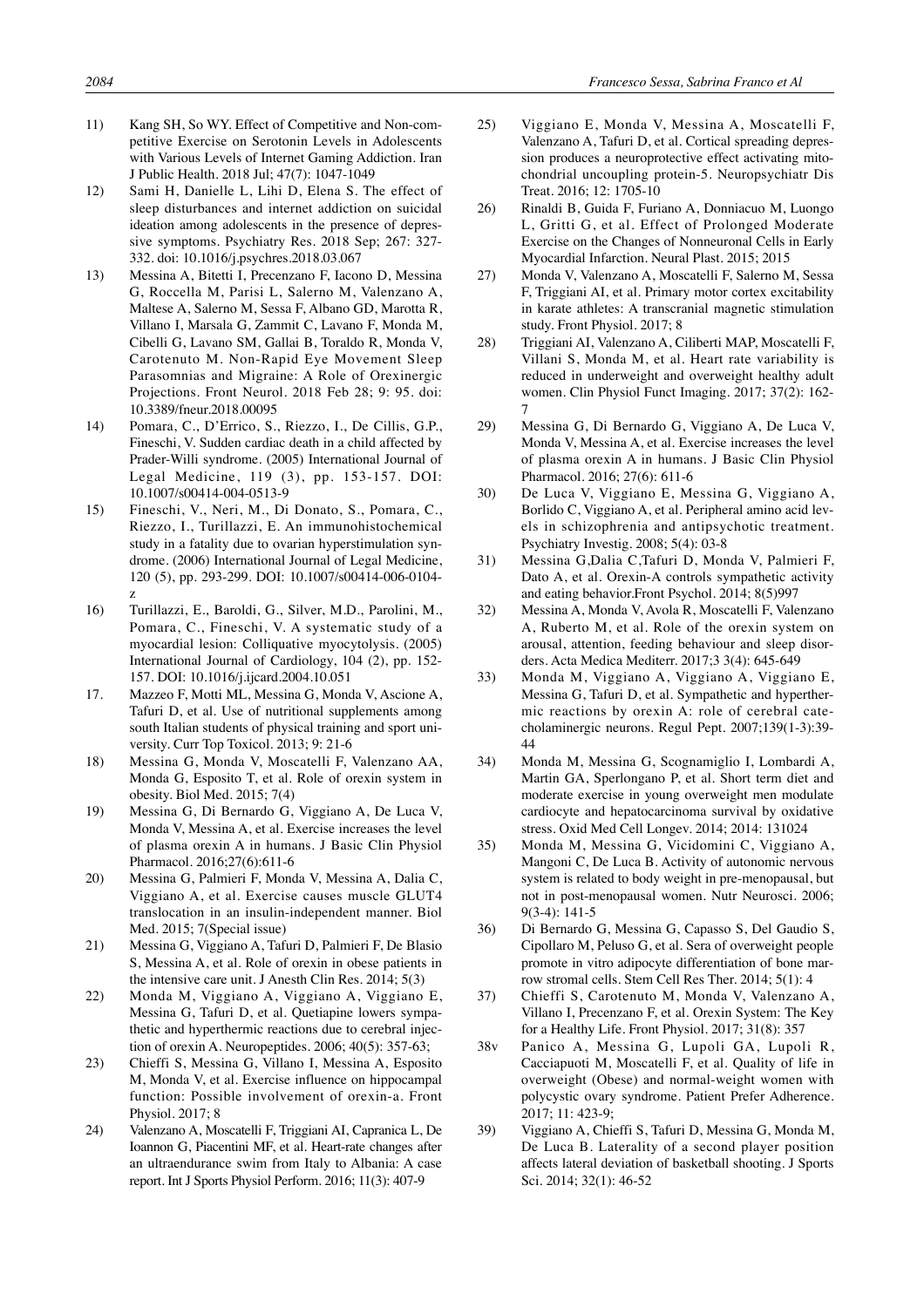11) Kang SH, So WY. Effect of Competitive and Non-competitive Exercise on Serotonin Levels in Adolescents with Various Levels of Internet Gaming Addiction. Iran J Public Health. 2018 Jul; 47(7): 1047-1049

12) Sami H, Danielle L, Lihi D, Elena S. The effect of sleep disturbances and internet addiction on suicidal ideation among adolescents in the presence of depressive symptoms. Psychiatry Res. 2018 Sep; 267: 327-332. doi: 10.1016/j.psychres.2018.03.067

13) Messina A, Bitetti I, Precenzano F, Iacono D, Messina G, Roccella M, Parisi L, Salerno M, Valenzano A, Maltese A, Salerno M, Sessa F, Albano GD, Marotta R, Villano I, Marsala G, Zammit C, Lavano F, Monda M, Cibelli G, Lavano SM, Gallai B, Toraldo R, Monda V, Carotenuto M. Non-Rapid Eye Movement Sleep Parasomnias and Migraine: A Role of Orexinergic Projections. Front Neurol. 2018 Feb 28; 9: 95. doi: 10.3389/fneur.2018.00095

14) Pomara, C., D'Errico, S., Riezzo, I., De Cillis, G.P., Fineschi, V. Sudden cardiac death in a child affected by Prader-Willi syndrome. (2005) International Journal of Legal Medicine, 119 (3), pp. 153-157. DOI: 10.1007/s00414-004-0513-9

15) Fineschi, V., Neri, M., Di Donato, S., Pomara, C., Riezzo, I., Turillazzi, E. An immunohistochemical study in a fatality due to ovarian hyperstimulation syndrome. (2006) International Journal of Legal Medicine, 120 (5), pp. 293-299. DOI: 10.1007/s00414-006-0104-z

16) Turillazzi, E., Baroldi, G., Silver, M.D., Parolini, M., Pomara, C., Fineschi, V. A systematic study of a myocardial lesion: Colliquative myocytolysis. (2005) International Journal of Cardiology, 104 (2), pp. 152-157. DOI: 10.1016/j.ijcard.2004.10.051

17. Mazzeo F, Motti ML, Messina G, Monda V, Ascione A, Tafuri D, et al. Use of nutritional supplements among south Italian students of physical training and sport university. Curr Top Toxicol. 2013; 9: 21-6

18) Messina G, Monda V, Moscatelli F, Valenzano AA, Monda G, Esposito T, et al. Role of orexin system in obesity. Biol Med. 2015; 7(4)

19) Messina G, Di Bernardo G, Viggiano A, De Luca V, Monda V, Messina A, et al. Exercise increases the level of plasma orexin A in humans. J Basic Clin Physiol Pharmacol. 2016;27(6):611-6

20) Messina G, Palmieri F, Monda V, Messina A, Dalia C, Viggiano A, et al. Exercise causes muscle GLUT4 translocation in an insulin-independent manner. Biol Med. 2015; 7(Special issue)

21) Messina G, Viggiano A, Tafuri D, Palmieri F, De Blasio S, Messina A, et al. Role of orexin in obese patients in the intensive care unit. J Anesth Clin Res. 2014; 5(3)

22) Monda M, Viggiano A, Viggiano A, Viggiano E, Messina G, Tafuri D, et al. Quetiapine lowers sympathetic and hyperthermic reactions due to cerebral injection of orexin A. Neuropeptides. 2006; 40(5): 357-63;

23) Chieffi S, Messina G, Villano I, Messina A, Esposito M, Monda V, et al. Exercise influence on hippocampal function: Possible involvement of orexin-a. Front Physiol. 2017; 8

24) Valenzano A, Moscatelli F, Triggiani AI, Capranica L, De Ioannon G, Piacentini MF, et al. Heart-rate changes after an ultraendurance swim from Italy to Albania: A case report. Int J Sports Physiol Perform. 2016; 11(3): 407-9

25) Viggiano E, Monda V, Messina A, Moscatelli F, Valenzano A, Tafuri D, et al. Cortical spreading depression produces a neuroprotective effect activating mitochondrial uncoupling protein-5. Neuropsychiatr Dis Treat. 2016; 12: 1705-10

26) Rinaldi B, Guida F, Furiano A, Donniacuo M, Luongo L, Gritti G, et al. Effect of Prolonged Moderate Exercise on the Changes of Nonneuronal Cells in Early Myocardial Infarction. Neural Plast. 2015; 2015

27) Monda V, Valenzano A, Moscatelli F, Salerno M, Sessa F, Triggiani AI, et al. Primary motor cortex excitability in karate athletes: A transcranial magnetic stimulation study. Front Physiol. 2017; 8

28) Triggiani AI, Valenzano A, Ciliberti MAP, Moscatelli F, Villani S, Monda M, et al. Heart rate variability is reduced in underweight and overweight healthy adult women. Clin Physiol Funct Imaging. 2017; 37(2): 162-7

29) Messina G, Di Bernardo G, Viggiano A, De Luca V, Monda V, Messina A, et al. Exercise increases the level of plasma orexin A in humans. J Basic Clin Physiol Pharmacol. 2016; 27(6): 611-6

30) De Luca V, Viggiano E, Messina G, Viggiano A, Borlido C, Viggiano A, et al. Peripheral amino acid levels in schizophrenia and antipsychotic treatment. Psychiatry Investig. 2008; 5(4): 03-8

31) Messina G,Dalia C,Tafuri D, Monda V, Palmieri F, Dato A, et al. Orexin-A controls sympathetic activity and eating behavior.Front Psychol. 2014; 8(5)997

32) Messina A, Monda V, Avola R, Moscatelli F, Valenzano A, Ruberto M, et al. Role of the orexin system on arousal, attention, feeding behaviour and sleep disorders. Acta Medica Mediterr. 2017;3 3(4): 645-649

33) Monda M, Viggiano A, Viggiano A, Viggiano E, Messina G, Tafuri D, et al. Sympathetic and hyperthermic reactions by orexin A: role of cerebral catecholaminergic neurons. Regul Pept. 2007;139(1-3):39-44

34) Monda M, Messina G, Scognamiglio I, Lombardi A, Martin GA, Sperlongano P, et al. Short term diet and moderate exercise in young overweight men modulate cardiocyte and hepatocarcinoma survival by oxidative stress. Oxid Med Cell Longev. 2014; 2014: 131024

35) Monda M, Messina G, Vicidomini C, Viggiano A, Mangoni C, De Luca B. Activity of autonomic nervous system is related to body weight in pre-menopausal, but not in post-menopausal women. Nutr Neurosci. 2006; 9(3-4): 141-5

36) Di Bernardo G, Messina G, Capasso S, Del Gaudio S, Cipollaro M, Peluso G, et al. Sera of overweight people promote in vitro adipocyte differentiation of bone marrow stromal cells. Stem Cell Res Ther. 2014; 5(1): 4

37) Chieffi S, Carotenuto M, Monda V, Valenzano A, Villano I, Precenzano F, et al. Orexin System: The Key for a Healthy Life. Front Physiol. 2017; 31(8): 357

38v Panico A, Messina G, Lupoli GA, Lupoli R, Cacciapuoti M, Moscatelli F, et al. Quality of life in overweight (Obese) and normal-weight women with polycystic ovary syndrome. Patient Prefer Adherence. 2017; 11: 423-9;

39) Viggiano A, Chieffi S, Tafuri D, Messina G, Monda M, De Luca B. Laterality of a second player position affects lateral deviation of basketball shooting. J Sports Sci. 2014; 32(1): 46-52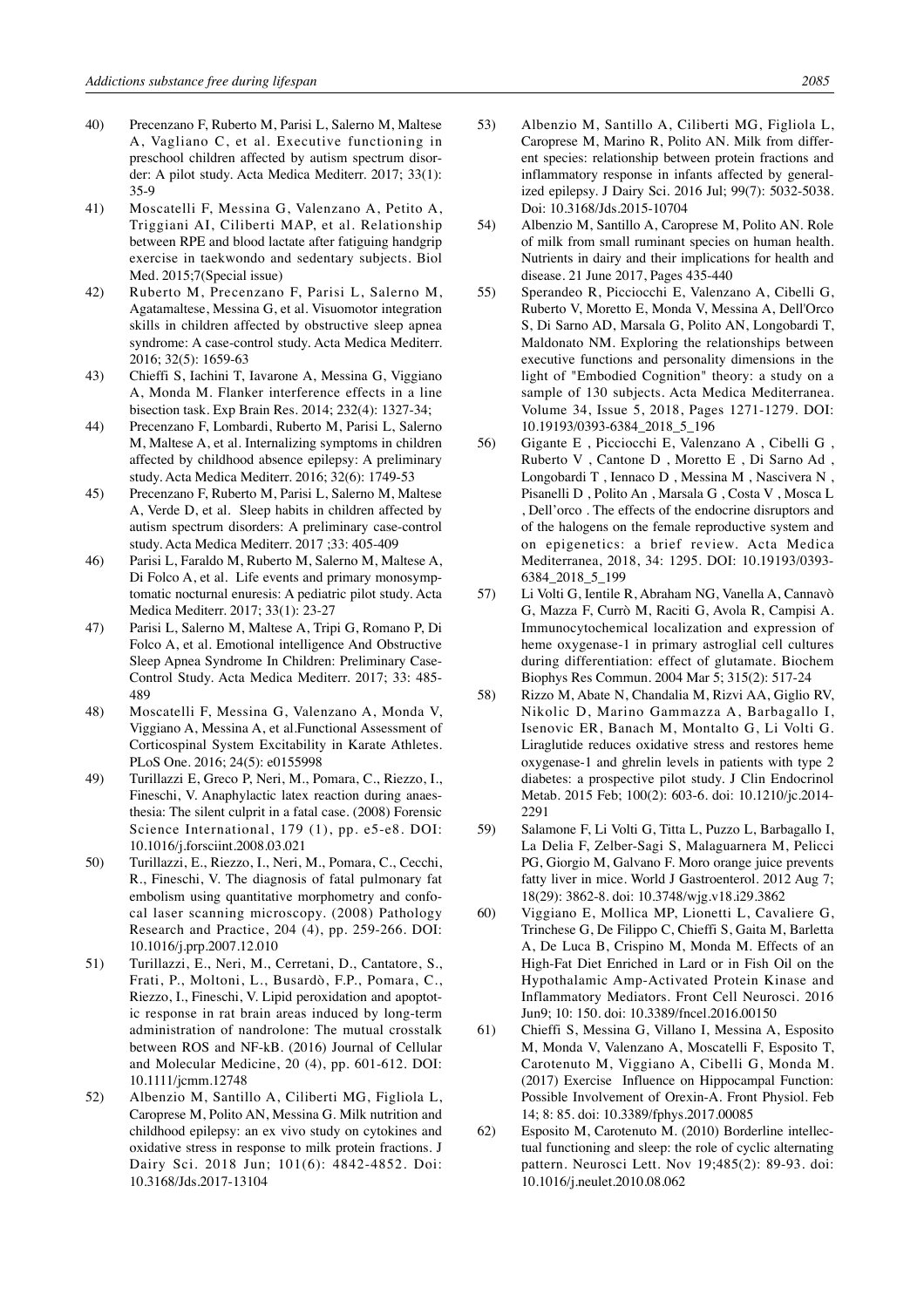40) Precenzano F, Ruberto M, Parisi L, Salerno M, Maltese A, Vagliano C, et al. Executive functioning in preschool children affected by autism spectrum disorder: A pilot study. Acta Medica Mediterr. 2017; 33(1): 35-9

41) Moscatelli F, Messina G, Valenzano A, Petito A, Triggiani AI, Ciliberti MAP, et al. Relationship between RPE and blood lactate after fatiguing handgrip exercise in taekwondo and sedentary subjects. Biol Med. 2015;7(Special issue)

42) Ruberto M, Precenzano F, Parisi L, Salerno M, Agatamaltese, Messina G, et al. Visuomotor integration skills in children affected by obstructive sleep apnea syndrome: A case-control study. Acta Medica Mediterr. 2016; 32(5): 1659-63

43) Chieffi S, Iachini T, Iavarone A, Messina G, Viggiano A, Monda M. Flanker interference effects in a line bisection task. Exp Brain Res. 2014; 232(4): 1327-34;

44) Precenzano F, Lombardi, Ruberto M, Parisi L, Salerno M, Maltese A, et al. Internalizing symptoms in children affected by childhood absence epilepsy: A preliminary study. Acta Medica Mediterr. 2016; 32(6): 1749-53

45) Precenzano F, Ruberto M, Parisi L, Salerno M, Maltese A, Verde D, et al. Sleep habits in children affected by autism spectrum disorders: A preliminary case-control study. Acta Medica Mediterr. 2017 ;33: 405-409

46) Parisi L, Faraldo M, Ruberto M, Salerno M, Maltese A, Di Folco A, et al. Life events and primary monosymptomatic nocturnal enuresis: A pediatric pilot study. Acta Medica Mediterr. 2017; 33(1): 23-27

47) Parisi L, Salerno M, Maltese A, Tripi G, Romano P, Di Folco A, et al. Emotional intelligence And Obstructive Sleep Apnea Syndrome In Children: Preliminary Case-Control Study. Acta Medica Mediterr. 2017; 33: 485-489

48) Moscatelli F, Messina G, Valenzano A, Monda V, Viggiano A, Messina A, et al.Functional Assessment of Corticospinal System Excitability in Karate Athletes. PLoS One. 2016; 24(5): e0155998

49) Turillazzi E, Greco P, Neri, M., Pomara, C., Riezzo, I., Fineschi, V. Anaphylactic latex reaction during anaesthesia: The silent culprit in a fatal case. (2008) Forensic Science International, 179 (1), pp. e5-e8. DOI: 10.1016/j.forsciint.2008.03.021

50) Turillazzi, E., Riezzo, I., Neri, M., Pomara, C., Cecchi, R., Fineschi, V. The diagnosis of fatal pulmonary fat embolism using quantitative morphometry and confocal laser scanning microscopy. (2008) Pathology Research and Practice, 204 (4), pp. 259-266. DOI: 10.1016/j.prp.2007.12.010

51) Turillazzi, E., Neri, M., Cerretani, D., Cantatore, S., Frati, P., Moltoni, L., Busardò, F.P., Pomara, C., Riezzo, I., Fineschi, V. Lipid peroxidation and apoptotic response in rat brain areas induced by long-term administration of nandrolone: The mutual crosstalk between ROS and NF-kB. (2016) Journal of Cellular and Molecular Medicine, 20 (4), pp. 601-612. DOI: 10.1111/jcmm.12748

52) Albenzio M, Santillo A, Ciliberti MG, Figliola L, Caroprese M, Polito AN, Messina G. Milk nutrition and childhood epilepsy: an ex vivo study on cytokines and oxidative stress in response to milk protein fractions. J Dairy Sci. 2018 Jun; 101(6): 4842-4852. Doi: 10.3168/Jds.2017-13104

53) Albenzio M, Santillo A, Ciliberti MG, Figliola L, Caroprese M, Marino R, Polito AN. Milk from different species: relationship between protein fractions and inflammatory response in infants affected by generalized epilepsy. J Dairy Sci. 2016 Jul; 99(7): 5032-5038. Doi: 10.3168/Jds.2015-10704

54) Albenzio M, Santillo A, Caroprese M, Polito AN. Role of milk from small ruminant species on human health. Nutrients in dairy and their implications for health and disease. 21 June 2017, Pages 435-440

55) Sperandeo R, Picciocchi E, Valenzano A, Cibelli G, Ruberto V, Moretto E, Monda V, Messina A, Dell'Orco S, Di Sarno AD, Marsala G, Polito AN, Longobardi T, Maldonato NM. Exploring the relationships between executive functions and personality dimensions in the light of "Embodied Cognition" theory: a study on a sample of 130 subjects. Acta Medica Mediterranea. Volume 34, Issue 5, 2018, Pages 1271-1279. DOI: 10.19193/0393-6384_2018_5_196

56) Gigante E , Picciocchi E, Valenzano A , Cibelli G , Ruberto V , Cantone D , Moretto E , Di Sarno Ad , Longobardi T , Iennaco D , Messina M , Nascivera N , Pisanelli D , Polito An , Marsala G , Costa V , Mosca L , Dell'orco . The effects of the endocrine disruptors and of the halogens on the female reproductive system and on epigenetics: a brief review. Acta Medica Mediterranea, 2018, 34: 1295. DOI: 10.19193/0393-6384_2018_5_199

57) Li Volti G, Ientile R, Abraham NG, Vanella A, Cannavò G, Mazza F, Currò M, Raciti G, Avola R, Campisi A. Immunocytochemical localization and expression of heme oxygenase-1 in primary astroglial cell cultures during differentiation: effect of glutamate. Biochem Biophys Res Commun. 2004 Mar 5; 315(2): 517-24

58) Rizzo M, Abate N, Chandalia M, Rizvi AA, Giglio RV, Nikolic D, Marino Gammazza A, Barbagallo I, Isenovic ER, Banach M, Montalto G, Li Volti G. Liraglutide reduces oxidative stress and restores heme oxygenase-1 and ghrelin levels in patients with type 2 diabetes: a prospective pilot study. J Clin Endocrinol Metab. 2015 Feb; 100(2): 603-6. doi: 10.1210/jc.2014-2291

59) Salamone F, Li Volti G, Titta L, Puzzo L, Barbagallo I, La Delia F, Zelber-Sagi S, Malaguarnera M, Pelicci PG, Giorgio M, Galvano F. Moro orange juice prevents fatty liver in mice. World J Gastroenterol. 2012 Aug 7; 18(29): 3862-8. doi: 10.3748/wjg.v18.i29.3862

60) Viggiano E, Mollica MP, Lionetti L, Cavaliere G, Trinchese G, De Filippo C, Chieffi S, Gaita M, Barletta A, De Luca B, Crispino M, Monda M. Effects of an High-Fat Diet Enriched in Lard or in Fish Oil on the Hypothalamic Amp-Activated Protein Kinase and Inflammatory Mediators. Front Cell Neurosci. 2016 Jun9; 10: 150. doi: 10.3389/fncel.2016.00150

61) Chieffi S, Messina G, Villano I, Messina A, Esposito M, Monda V, Valenzano A, Moscatelli F, Esposito T, Carotenuto M, Viggiano A, Cibelli G, Monda M. (2017) Exercise Influence on Hippocampal Function: Possible Involvement of Orexin-A. Front Physiol. Feb 14; 8: 85. doi: 10.3389/fphys.2017.00085

62) Esposito M, Carotenuto M. (2010) Borderline intellectual functioning and sleep: the role of cyclic alternating pattern. Neurosci Lett. Nov 19;485(2): 89-93. doi: 10.1016/j.neulet.2010.08.062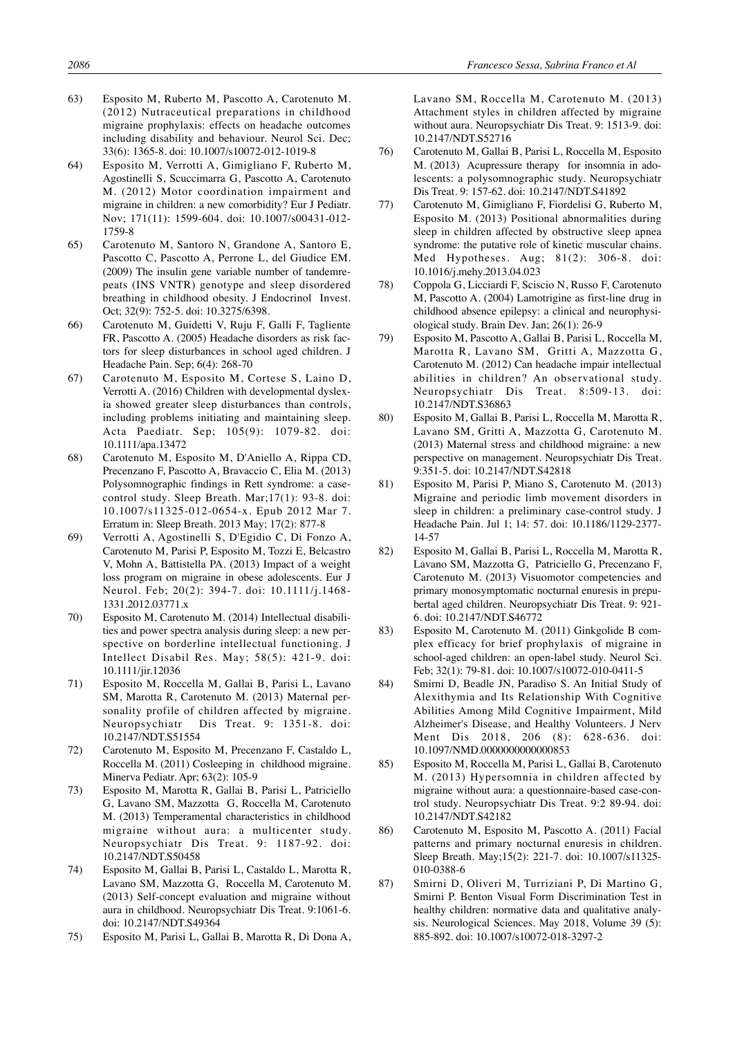63) Esposito M, Ruberto M, Pascotto A, Carotenuto M. (2012) Nutraceutical preparations in childhood migraine prophylaxis: effects on headache outcomes including disability and behaviour. Neurol Sci. Dec; 33(6): 1365-8. doi: 10.1007/s10072-012-1019-8

64) Esposito M, Verrotti A, Gimigliano F, Ruberto M, Agostinelli S, Scuccimarra G, Pascotto A, Carotenuto M. (2012) Motor coordination impairment and migraine in children: a new comorbidity? Eur J Pediatr. Nov; 171(11): 1599-604. doi: 10.1007/s00431-012-1759-8

65) Carotenuto M, Santoro N, Grandone A, Santoro E, Pascotto C, Pascotto A, Perrone L, del Giudice EM. (2009) The insulin gene variable number of tandemrepeats (INS VNTR) genotype and sleep disordered breathing in childhood obesity. J Endocrinol Invest. Oct; 32(9): 752-5. doi: 10.3275/6398.

66) Carotenuto M, Guidetti V, Ruju F, Galli F, Tagliente FR, Pascotto A. (2005) Headache disorders as risk factors for sleep disturbances in school aged children. J Headache Pain. Sep; 6(4): 268-70

67) Carotenuto M, Esposito M, Cortese S, Laino D, Verrotti A. (2016) Children with developmental dyslexia showed greater sleep disturbances than controls, including problems initiating and maintaining sleep. Acta Paediatr. Sep; 105(9): 1079-82. doi: 10.1111/apa.13472

68) Carotenuto M, Esposito M, D'Aniello A, Rippa CD, Precenzano F, Pascotto A, Bravaccio C, Elia M. (2013) Polysomnographic findings in Rett syndrome: a case-control study. Sleep Breath. Mar;17(1): 93-8. doi: 10.1007/s11325-012-0654-x. Epub 2012 Mar 7. Erratum in: Sleep Breath. 2013 May; 17(2): 877-8

69) Verrotti A, Agostinelli S, D'Egidio C, Di Fonzo A, Carotenuto M, Parisi P, Esposito M, Tozzi E, Belcastro V, Mohn A, Battistella PA. (2013) Impact of a weight loss program on migraine in obese adolescents. Eur J Neurol. Feb; 20(2): 394-7. doi: 10.1111/j.1468-1331.2012.03771.x

70) Esposito M, Carotenuto M. (2014) Intellectual disabilities and power spectra analysis during sleep: a new perspective on borderline intellectual functioning. J Intellect Disabil Res. May; 58(5): 421-9. doi: 10.1111/jir.12036

71) Esposito M, Roccella M, Gallai B, Parisi L, Lavano SM, Marotta R, Carotenuto M. (2013) Maternal personality profile of children affected by migraine. Neuropsychiatr Dis Treat. 9: 1351-8. doi: 10.2147/NDT.S51554

72) Carotenuto M, Esposito M, Precenzano F, Castaldo L, Roccella M. (2011) Cosleeping in childhood migraine. Minerva Pediatr. Apr; 63(2): 105-9

73) Esposito M, Marotta R, Gallai B, Parisi L, Patriciello G, Lavano SM, Mazzotta G, Roccella M, Carotenuto M. (2013) Temperamental characteristics in childhood migraine without aura: a multicenter study. Neuropsychiatr Dis Treat. 9: 1187-92. doi: 10.2147/NDT.S50458

74) Esposito M, Gallai B, Parisi L, Castaldo L, Marotta R, Lavano SM, Mazzotta G, Roccella M, Carotenuto M. (2013) Self-concept evaluation and migraine without aura in childhood. Neuropsychiatr Dis Treat. 9:1061-6. doi: 10.2147/NDT.S49364

75) Esposito M, Parisi L, Gallai B, Marotta R, Di Dona A, Lavano SM, Roccella M, Carotenuto M. (2013) Attachment styles in children affected by migraine without aura. Neuropsychiatr Dis Treat. 9: 1513-9. doi: 10.2147/NDT.S52716

76) Carotenuto M, Gallai B, Parisi L, Roccella M, Esposito M. (2013) Acupressure therapy for insomnia in adolescents: a polysomnographic study. Neuropsychiatr Dis Treat. 9: 157-62. doi: 10.2147/NDT.S41892

77) Carotenuto M, Gimigliano F, Fiordelisi G, Ruberto M, Esposito M. (2013) Positional abnormalities during sleep in children affected by obstructive sleep apnea syndrome: the putative role of kinetic muscular chains. Med Hypotheses. Aug; 81(2): 306-8. doi: 10.1016/j.mehy.2013.04.023

78) Coppola G, Licciardi F, Sciscio N, Russo F, Carotenuto M, Pascotto A. (2004) Lamotrigine as first-line drug in childhood absence epilepsy: a clinical and neurophysiological study. Brain Dev. Jan; 26(1): 26-9

79) Esposito M, Pascotto A, Gallai B, Parisi L, Roccella M, Marotta R, Lavano SM, Gritti A, Mazzotta G, Carotenuto M. (2012) Can headache impair intellectual abilities in children? An observational study. Neuropsychiatr Dis Treat. 8:509-13. doi: 10.2147/NDT.S36863

80) Esposito M, Gallai B, Parisi L, Roccella M, Marotta R, Lavano SM, Gritti A, Mazzotta G, Carotenuto M. (2013) Maternal stress and childhood migraine: a new perspective on management. Neuropsychiatr Dis Treat. 9:351-5. doi: 10.2147/NDT.S42818

81) Esposito M, Parisi P, Miano S, Carotenuto M. (2013) Migraine and periodic limb movement disorders in sleep in children: a preliminary case-control study. J Headache Pain. Jul 1; 14: 57. doi: 10.1186/1129-2377-14-57

82) Esposito M, Gallai B, Parisi L, Roccella M, Marotta R, Lavano SM, Mazzotta G, Patriciello G, Precenzano F, Carotenuto M. (2013) Visuomotor competencies and primary monosymptomatic nocturnal enuresis in prepubertal aged children. Neuropsychiatr Dis Treat. 9: 921-6. doi: 10.2147/NDT.S46772

83) Esposito M, Carotenuto M. (2011) Ginkgolide B complex efficacy for brief prophylaxis of migraine in school-aged children: an open-label study. Neurol Sci. Feb; 32(1): 79-81. doi: 10.1007/s10072-010-0411-5

84) Smirni D, Beadle JN, Paradiso S. An Initial Study of Alexithymia and Its Relationship With Cognitive Abilities Among Mild Cognitive Impairment, Mild Alzheimer's Disease, and Healthy Volunteers. J Nerv Ment Dis 2018, 206 (8): 628-636. doi: 10.1097/NMD.0000000000000853

85) Esposito M, Roccella M, Parisi L, Gallai B, Carotenuto M. (2013) Hypersomnia in children affected by migraine without aura: a questionnaire-based case-control study. Neuropsychiatr Dis Treat. 9:2 89-94. doi: 10.2147/NDT.S42182

86) Carotenuto M, Esposito M, Pascotto A. (2011) Facial patterns and primary nocturnal enuresis in children. Sleep Breath. May;15(2): 221-7. doi: 10.1007/s11325-010-0388-6

87) Smirni D, Oliveri M, Turriziani P, Di Martino G, Smirni P. Benton Visual Form Discrimination Test in healthy children: normative data and qualitative analysis. Neurological Sciences. May 2018, Volume 39 (5): 885-892. doi: 10.1007/s10072-018-3297-2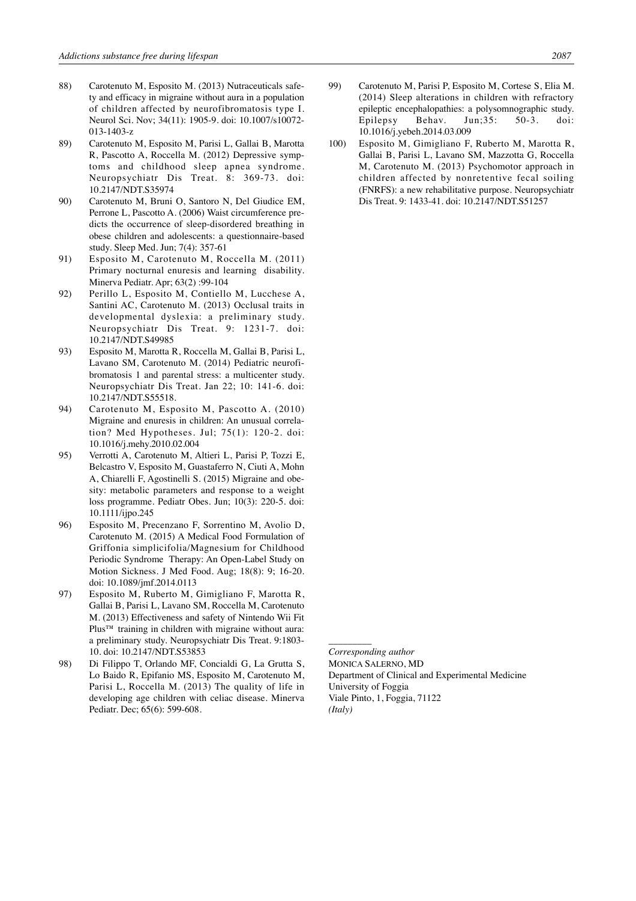88) Carotenuto M, Esposito M. (2013) Nutraceuticals safety and efficacy in migraine without aura in a population of children affected by neurofibromatosis type I. Neurol Sci. Nov; 34(11): 1905-9. doi: 10.1007/s10072-013-1403-z

89) Carotenuto M, Esposito M, Parisi L, Gallai B, Marotta R, Pascotto A, Roccella M. (2012) Depressive symptoms and childhood sleep apnea syndrome. Neuropsychiatr Dis Treat. 8: 369-73. doi: 10.2147/NDT.S35974

90) Carotenuto M, Bruni O, Santoro N, Del Giudice EM, Perrone L, Pascotto A. (2006) Waist circumference predicts the occurrence of sleep-disordered breathing in obese children and adolescents: a questionnaire-based study. Sleep Med. Jun; 7(4): 357-61

91) Esposito M, Carotenuto M, Roccella M. (2011) Primary nocturnal enuresis and learning disability. Minerva Pediatr. Apr; 63(2) :99-104

92) Perillo L, Esposito M, Contiello M, Lucchese A, Santini AC, Carotenuto M. (2013) Occlusal traits in developmental dyslexia: a preliminary study. Neuropsychiatr Dis Treat. 9: 1231-7. doi: 10.2147/NDT.S49985

93) Esposito M, Marotta R, Roccella M, Gallai B, Parisi L, Lavano SM, Carotenuto M. (2014) Pediatric neurofibromatosis 1 and parental stress: a multicenter study. Neuropsychiatr Dis Treat. Jan 22; 10: 141-6. doi: 10.2147/NDT.S55518.

94) Carotenuto M, Esposito M, Pascotto A. (2010) Migraine and enuresis in children: An unusual correlation? Med Hypotheses. Jul; 75(1): 120-2. doi: 10.1016/j.mehy.2010.02.004

95) Verrotti A, Carotenuto M, Altieri L, Parisi P, Tozzi E, Belcastro V, Esposito M, Guastaferro N, Ciuti A, Mohn A, Chiarelli F, Agostinelli S. (2015) Migraine and obesity: metabolic parameters and response to a weight loss programme. Pediatr Obes. Jun; 10(3): 220-5. doi: 10.1111/ijpo.245

96) Esposito M, Precenzano F, Sorrentino M, Avolio D, Carotenuto M. (2015) A Medical Food Formulation of Griffonia simplicifolia/Magnesium for Childhood Periodic Syndrome Therapy: An Open-Label Study on Motion Sickness. J Med Food. Aug; 18(8): 9; 16-20. doi: 10.1089/jmf.2014.0113

97) Esposito M, Ruberto M, Gimigliano F, Marotta R, Gallai B, Parisi L, Lavano SM, Roccella M, Carotenuto M. (2013) Effectiveness and safety of Nintendo Wii Fit Plus™ training in children with migraine without aura: a preliminary study. Neuropsychiatr Dis Treat. 9:1803-10. doi: 10.2147/NDT.S53853

98) Di Filippo T, Orlando MF, Concialdi G, La Grutta S, Lo Baido R, Epifanio MS, Esposito M, Carotenuto M, Parisi L, Roccella M. (2013) The quality of life in developing age children with celiac disease. Minerva Pediatr. Dec; 65(6): 599-608.

99) Carotenuto M, Parisi P, Esposito M, Cortese S, Elia M. (2014) Sleep alterations in children with refractory epileptic encephalopathies: a polysomnographic study. Epilepsy Behav. Jun;35: 50-3. doi: 10.1016/j.yebeh.2014.03.009

100) Esposito M, Gimigliano F, Ruberto M, Marotta R, Gallai B, Parisi L, Lavano SM, Mazzotta G, Roccella M, Carotenuto M. (2013) Psychomotor approach in children affected by nonretentive fecal soiling (FNRFS): a new rehabilitative purpose. Neuropsychiatr Dis Treat. 9: 1433-41. doi: 10.2147/NDT.S51257

---

*Corresponding author*
MONICA SALERNO, MD
Department of Clinical and Experimental Medicine
University of Foggia
Viale Pinto, 1, Foggia, 71122
*(Italy)*